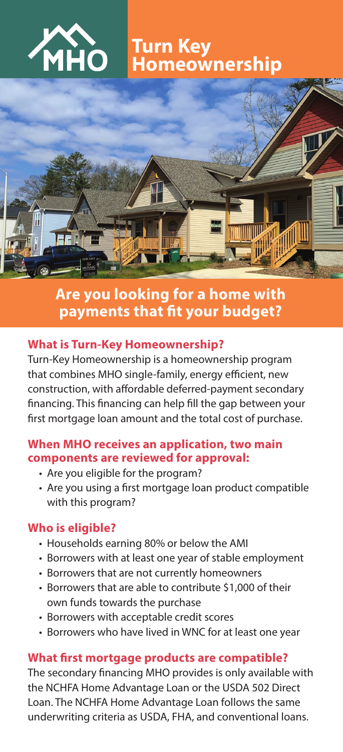# Turn Key Homeownership

## Are you looking for a home with payments that fit your budget?

### What is Turn-Key Homeownership?

Turn-Key Homeownership is a homeownership program that combines MHO single-family, energy efficient, new construction, with affordable deferred-payment secondary financing. This financing can help fill the gap between your first mortgage loan amount and the total cost of purchase.

### When MHO receives an application, two main components are reviewed for approval:

- Are you eligible for the program?
- Are you using a first mortgage loan product compatible with this program?

### Who is eligible?

- Households earning 80% or below the AMI
- Borrowers with at least one year of stable employment
- Borrowers that are not currently homeowners
- Borrowers that are able to contribute $1,000 of their own funds towards the purchase
- Borrowers with acceptable credit scores
- Borrowers who have lived in WNC for at least one year

### What first mortgage products are compatible?

The secondary financing MHO provides is only available with the NCHFA Home Advantage Loan or the USDA 502 Direct Loan. The NCHFA Home Advantage Loan follows the same underwriting criteria as USDA, FHA, and conventional loans.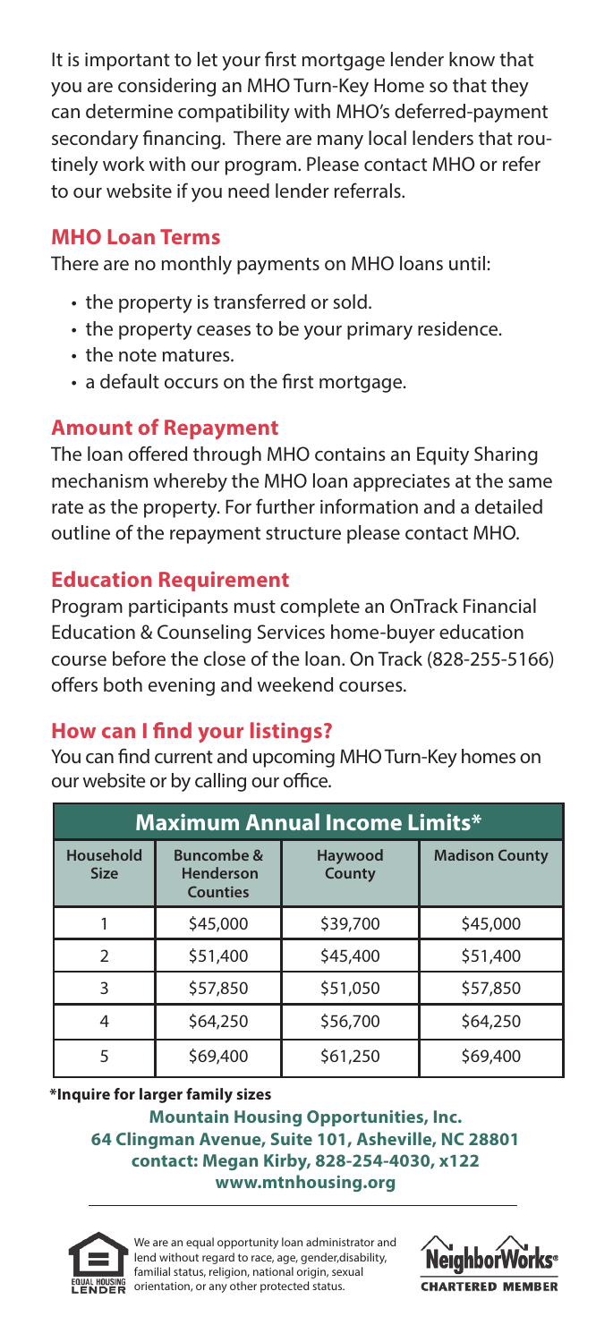It is important to let your first mortgage lender know that you are considering an MHO Turn-Key Home so that they can determine compatibility with MHO's deferred-payment secondary financing. There are many local lenders that routinely work with our program. Please contact MHO or refer to our website if you need lender referrals.

## MHO Loan Terms

There are no monthly payments on MHO loans until:

- the property is transferred or sold.
- the property ceases to be your primary residence.
- the note matures.
- a default occurs on the first mortgage.

## Amount of Repayment

The loan offered through MHO contains an Equity Sharing mechanism whereby the MHO loan appreciates at the same rate as the property. For further information and a detailed outline of the repayment structure please contact MHO.

## Education Requirement

Program participants must complete an OnTrack Financial Education & Counseling Services home-buyer education course before the close of the loan. On Track (828-255-5166) offers both evening and weekend courses.

## How can I find your listings?

You can find current and upcoming MHO Turn-Key homes on our website or by calling our office.

| Maximum Annual Income Limits* | | | |
|---|---|---|---|
| **Household Size** | **Buncombe & Henderson Counties** | **Haywood County** | **Madison County** |
| 1 | $45,000 | $39,700 | $45,000 |
| 2 | $51,400 | $45,400 | $51,400 |
| 3 | $57,850 | $51,050 | $57,850 |
| 4 | $64,250 | $56,700 | $64,250 |
| 5 | $69,400 | $61,250 | $69,400 |

**\*Inquire for larger family sizes**

**Mountain Housing Opportunities, Inc.**
**64 Clingman Avenue, Suite 101, Asheville, NC 28801**
**contact: Megan Kirby, 828-254-4030, x122**
**www.mtnhousing.org**

EQUAL HOUSING LENDER

We are an equal opportunity loan administrator and lend without regard to race, age, gender,disability, familial status, religion, national origin, sexual orientation, or any other protected status.

NeighborWorks® CHARTERED MEMBER